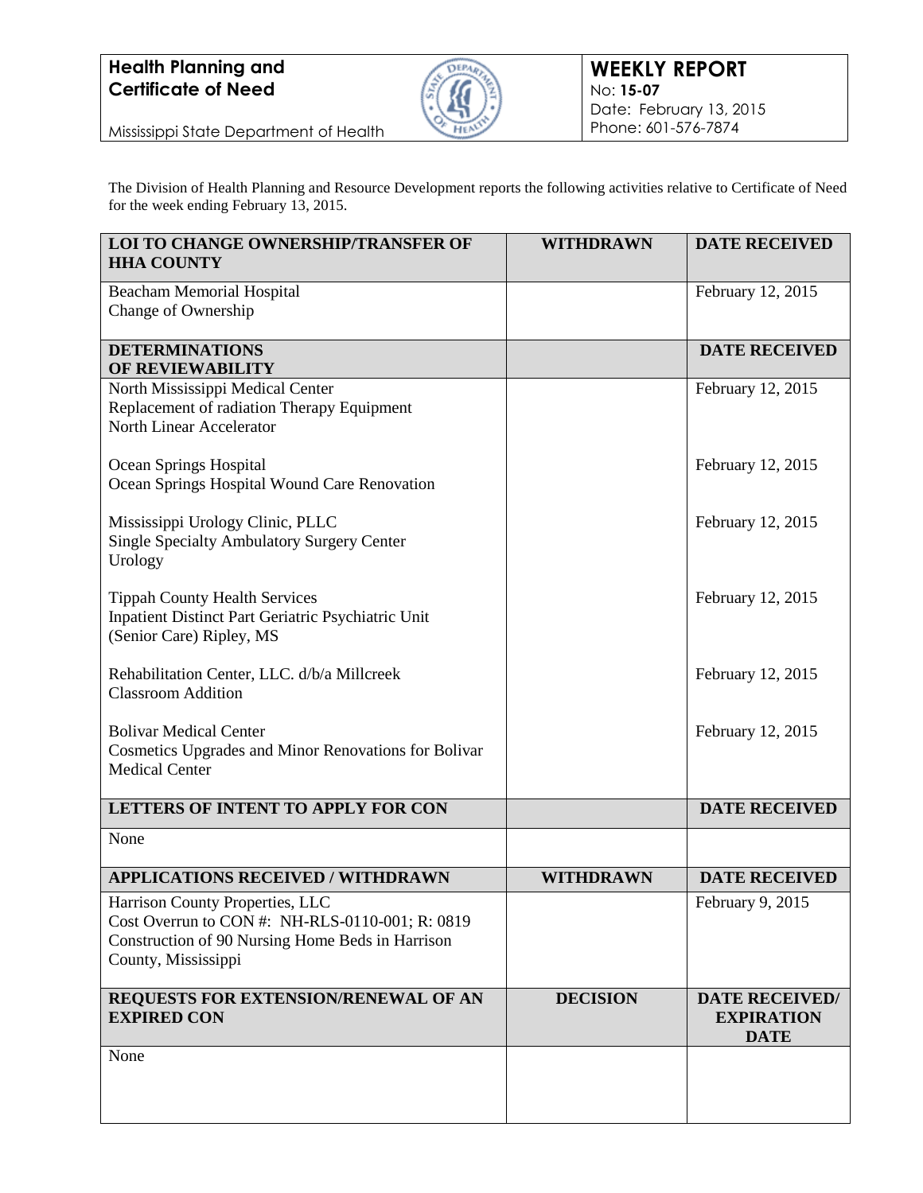**Health Planning and Certificate of Need**

Mississippi State Department of Health

# WEEKLY REPORT

No: **15-07**
Date: February 13, 2015
Phone: 601-576-7874

The Division of Health Planning and Resource Development reports the following activities relative to Certificate of Need for the week ending February 13, 2015.

| LOI TO CHANGE OWNERSHIP/TRANSFER OF HHA COUNTY | WITHDRAWN | DATE RECEIVED |
|---|---|---|
| Beacham Memorial Hospital<br>Change of Ownership | | February 12, 2015 |
| **DETERMINATIONS OF REVIEWABILITY** | | **DATE RECEIVED** |
| North Mississippi Medical Center<br>Replacement of radiation Therapy Equipment<br>North Linear Accelerator | | February 12, 2015 |
| Ocean Springs Hospital<br>Ocean Springs Hospital Wound Care Renovation | | February 12, 2015 |
| Mississippi Urology Clinic, PLLC<br>Single Specialty Ambulatory Surgery Center<br>Urology | | February 12, 2015 |
| Tippah County Health Services<br>Inpatient Distinct Part Geriatric Psychiatric Unit<br>(Senior Care) Ripley, MS | | February 12, 2015 |
| Rehabilitation Center, LLC. d/b/a Millcreek<br>Classroom Addition | | February 12, 2015 |
| Bolivar Medical Center<br>Cosmetics Upgrades and Minor Renovations for Bolivar Medical Center | | February 12, 2015 |
| **LETTERS OF INTENT TO APPLY FOR CON** | | **DATE RECEIVED** |
| None | | |
| **APPLICATIONS RECEIVED / WITHDRAWN** | **WITHDRAWN** | **DATE RECEIVED** |
| Harrison County Properties, LLC<br>Cost Overrun to CON #: NH-RLS-0110-001; R: 0819<br>Construction of 90 Nursing Home Beds in Harrison County, Mississippi | | February 9, 2015 |
| **REQUESTS FOR EXTENSION/RENEWAL OF AN EXPIRED CON** | **DECISION** | **DATE RECEIVED/ EXPIRATION DATE** |
| None | | |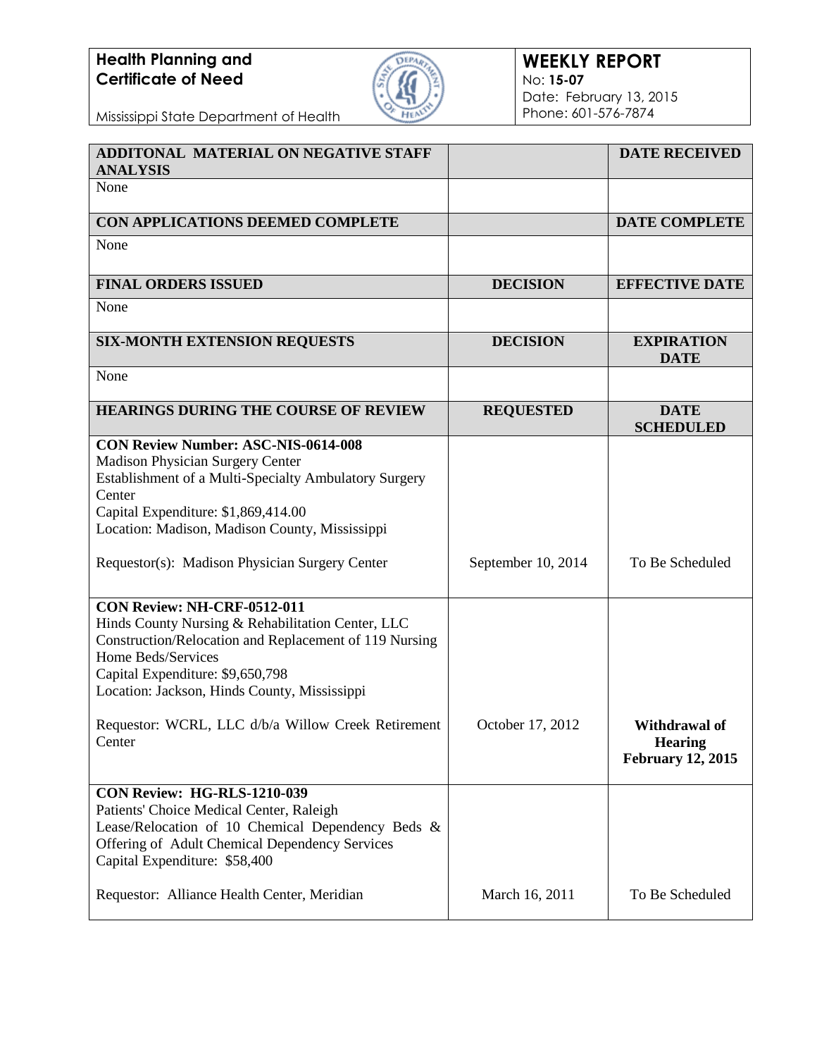**Health Planning and Certificate of Need**

Mississippi State Department of Health

**WEEKLY REPORT**
No: **15-07**
Date: February 13, 2015
Phone: 601-576-7874

| **ADDITONAL MATERIAL ON NEGATIVE STAFF ANALYSIS** | | **DATE RECEIVED** |
|---|---|---|
| None | | |
| **CON APPLICATIONS DEEMED COMPLETE** | | **DATE COMPLETE** |
| None | | |
| **FINAL ORDERS ISSUED** | **DECISION** | **EFFECTIVE DATE** |
| None | | |
| **SIX-MONTH EXTENSION REQUESTS** | **DECISION** | **EXPIRATION DATE** |
| None | | |
| **HEARINGS DURING THE COURSE OF REVIEW** | **REQUESTED** | **DATE SCHEDULED** |
| **CON Review Number: ASC-NIS-0614-008**<br>Madison Physician Surgery Center<br>Establishment of a Multi-Specialty Ambulatory Surgery Center<br>Capital Expenditure: $1,869,414.00<br>Location: Madison, Madison County, Mississippi<br><br>Requestor(s): Madison Physician Surgery Center | September 10, 2014 | To Be Scheduled |
| **CON Review: NH-CRF-0512-011**<br>Hinds County Nursing & Rehabilitation Center, LLC<br>Construction/Relocation and Replacement of 119 Nursing Home Beds/Services<br>Capital Expenditure: $9,650,798<br>Location: Jackson, Hinds County, Mississippi<br><br>Requestor: WCRL, LLC d/b/a Willow Creek Retirement Center | October 17, 2012 | **Withdrawal of Hearing February 12, 2015** |
| **CON Review: HG-RLS-1210-039**<br>Patients' Choice Medical Center, Raleigh<br>Lease/Relocation of 10 Chemical Dependency Beds & Offering of Adult Chemical Dependency Services<br>Capital Expenditure: $58,400<br><br>Requestor: Alliance Health Center, Meridian | March 16, 2011 | To Be Scheduled |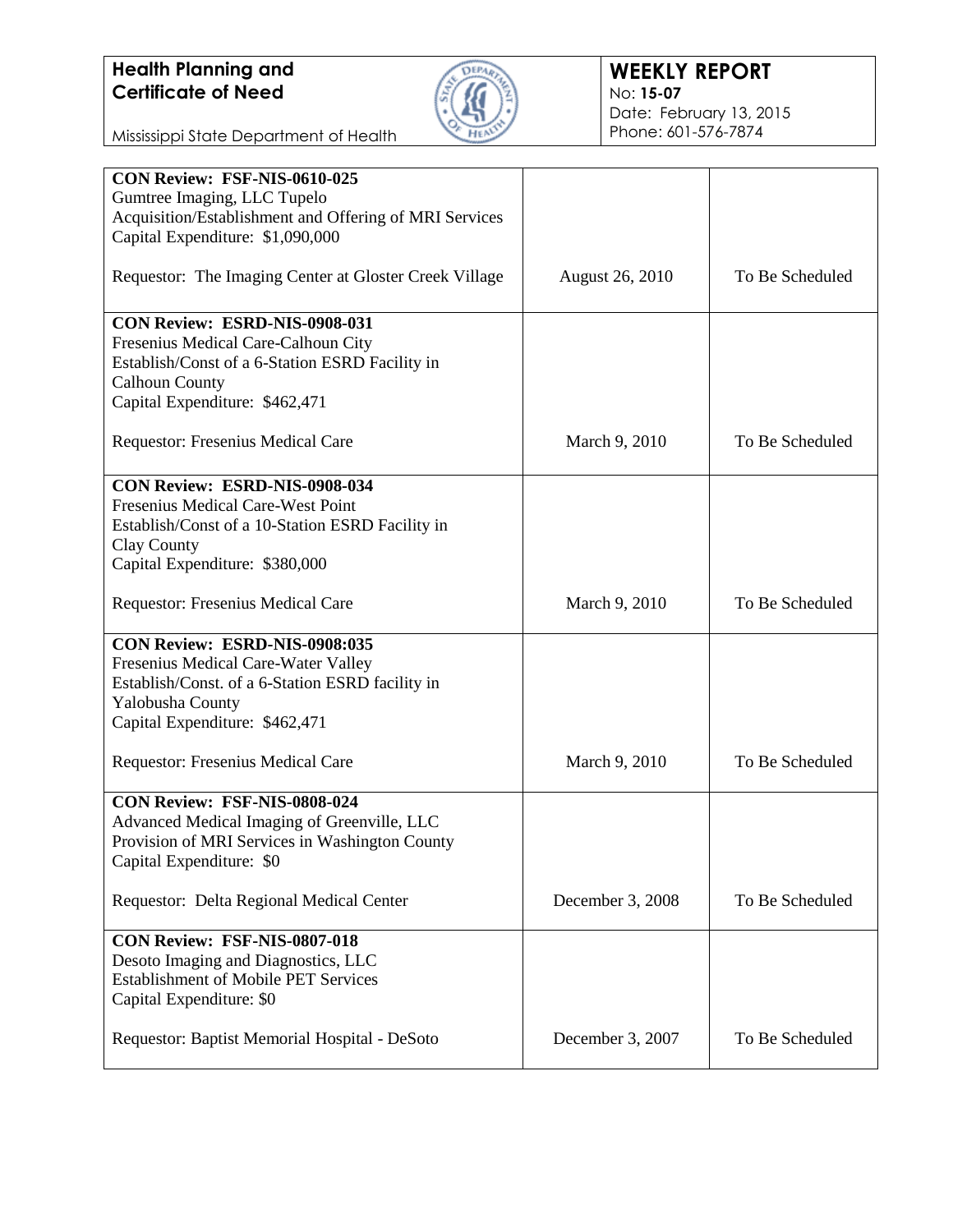| | | |
|---|---|---|
| **CON Review: FSF-NIS-0610-025**<br>Gumtree Imaging, LLC Tupelo<br>Acquisition/Establishment and Offering of MRI Services<br>Capital Expenditure: $1,090,000<br><br>Requestor: The Imaging Center at Gloster Creek Village | August 26, 2010 | To Be Scheduled |
| **CON Review: ESRD-NIS-0908-031**<br>Fresenius Medical Care-Calhoun City<br>Establish/Const of a 6-Station ESRD Facility in Calhoun County<br>Capital Expenditure: $462,471<br><br>Requestor: Fresenius Medical Care | March 9, 2010 | To Be Scheduled |
| **CON Review: ESRD-NIS-0908-034**<br>Fresenius Medical Care-West Point<br>Establish/Const of a 10-Station ESRD Facility in Clay County<br>Capital Expenditure: $380,000<br><br>Requestor: Fresenius Medical Care | March 9, 2010 | To Be Scheduled |
| **CON Review: ESRD-NIS-0908:035**<br>Fresenius Medical Care-Water Valley<br>Establish/Const. of a 6-Station ESRD facility in Yalobusha County<br>Capital Expenditure: $462,471<br><br>Requestor: Fresenius Medical Care | March 9, 2010 | To Be Scheduled |
| **CON Review: FSF-NIS-0808-024**<br>Advanced Medical Imaging of Greenville, LLC<br>Provision of MRI Services in Washington County<br>Capital Expenditure: $0<br><br>Requestor: Delta Regional Medical Center | December 3, 2008 | To Be Scheduled |
| **CON Review: FSF-NIS-0807-018**<br>Desoto Imaging and Diagnostics, LLC<br>Establishment of Mobile PET Services<br>Capital Expenditure: $0<br><br>Requestor: Baptist Memorial Hospital - DeSoto | December 3, 2007 | To Be Scheduled |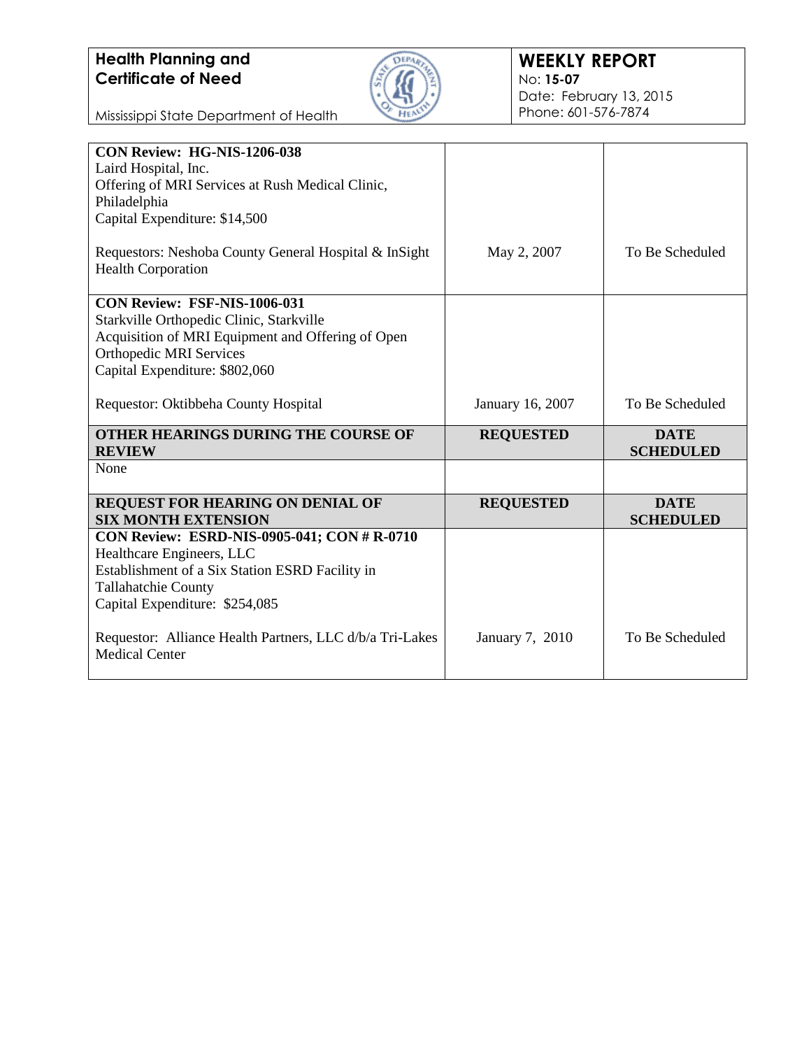| | | |
|---|---|---|
| **CON Review: HG-NIS-1206-038**<br>Laird Hospital, Inc.<br>Offering of MRI Services at Rush Medical Clinic, Philadelphia<br>Capital Expenditure: $14,500<br><br>Requestors: Neshoba County General Hospital & InSight Health Corporation | May 2, 2007 | To Be Scheduled |
| **CON Review: FSF-NIS-1006-031**<br>Starkville Orthopedic Clinic, Starkville<br>Acquisition of MRI Equipment and Offering of Open Orthopedic MRI Services<br>Capital Expenditure: $802,060<br><br>Requestor: Oktibbeha County Hospital | January 16, 2007 | To Be Scheduled |
| **OTHER HEARINGS DURING THE COURSE OF REVIEW** | **REQUESTED** | **DATE SCHEDULED** |
| None | | |
| **REQUEST FOR HEARING ON DENIAL OF SIX MONTH EXTENSION** | **REQUESTED** | **DATE SCHEDULED** |
| **CON Review: ESRD-NIS-0905-041; CON # R-0710**<br>Healthcare Engineers, LLC<br>Establishment of a Six Station ESRD Facility in Tallahatchie County<br>Capital Expenditure: $254,085<br><br>Requestor: Alliance Health Partners, LLC d/b/a Tri-Lakes Medical Center | January 7, 2010 | To Be Scheduled |